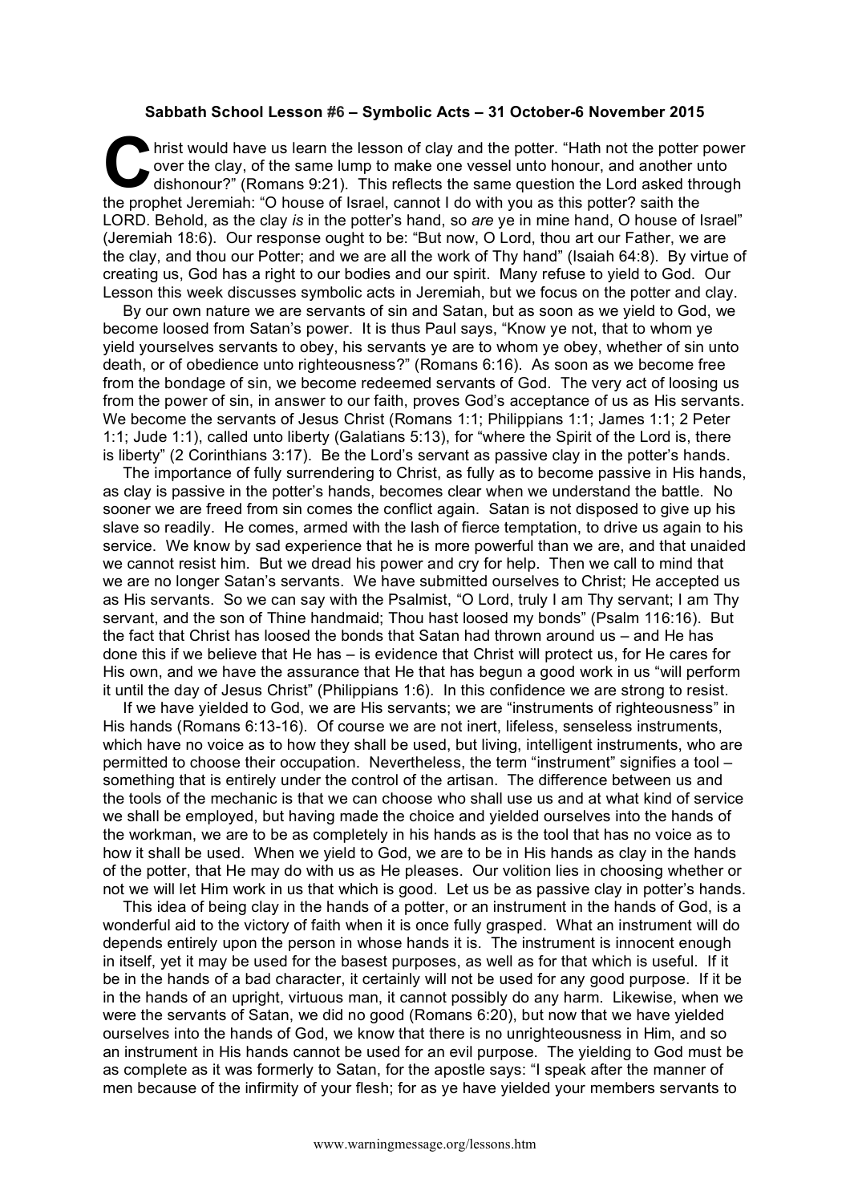**Sabbath School Lesson #6 – Symbolic Acts – 31 October-6 November 2015**

Christ would have us learn the lesson of clay and the potter. "Hath not the potter power over the clay, of the same lump to make one vessel unto honour, and another unto dishonour?" (Romans 9:21). This reflects the same question the Lord asked through the prophet Jeremiah: "O house of Israel, cannot I do with you as this potter? saith the LORD. Behold, as the clay *is* in the potter's hand, so *are* ye in mine hand, O house of Israel" (Jeremiah 18:6). Our response ought to be: "But now, O Lord, thou art our Father, we are the clay, and thou our Potter; and we are all the work of Thy hand" (Isaiah 64:8). By virtue of creating us, God has a right to our bodies and our spirit. Many refuse to yield to God. Our Lesson this week discusses symbolic acts in Jeremiah, but we focus on the potter and clay.

By our own nature we are servants of sin and Satan, but as soon as we yield to God, we become loosed from Satan's power. It is thus Paul says, "Know ye not, that to whom ye yield yourselves servants to obey, his servants ye are to whom ye obey, whether of sin unto death, or of obedience unto righteousness?" (Romans 6:16). As soon as we become free from the bondage of sin, we become redeemed servants of God. The very act of loosing us from the power of sin, in answer to our faith, proves God's acceptance of us as His servants. We become the servants of Jesus Christ (Romans 1:1; Philippians 1:1; James 1:1; 2 Peter 1:1; Jude 1:1), called unto liberty (Galatians 5:13), for "where the Spirit of the Lord is, there is liberty" (2 Corinthians 3:17). Be the Lord's servant as passive clay in the potter's hands.

The importance of fully surrendering to Christ, as fully as to become passive in His hands, as clay is passive in the potter's hands, becomes clear when we understand the battle. No sooner we are freed from sin comes the conflict again. Satan is not disposed to give up his slave so readily. He comes, armed with the lash of fierce temptation, to drive us again to his service. We know by sad experience that he is more powerful than we are, and that unaided we cannot resist him. But we dread his power and cry for help. Then we call to mind that we are no longer Satan's servants. We have submitted ourselves to Christ; He accepted us as His servants. So we can say with the Psalmist, "O Lord, truly I am Thy servant; I am Thy servant, and the son of Thine handmaid; Thou hast loosed my bonds" (Psalm 116:16). But the fact that Christ has loosed the bonds that Satan had thrown around us – and He has done this if we believe that He has – is evidence that Christ will protect us, for He cares for His own, and we have the assurance that He that has begun a good work in us "will perform it until the day of Jesus Christ" (Philippians 1:6). In this confidence we are strong to resist.

If we have yielded to God, we are His servants; we are "instruments of righteousness" in His hands (Romans 6:13-16). Of course we are not inert, lifeless, senseless instruments, which have no voice as to how they shall be used, but living, intelligent instruments, who are permitted to choose their occupation. Nevertheless, the term "instrument" signifies a tool – something that is entirely under the control of the artisan. The difference between us and the tools of the mechanic is that we can choose who shall use us and at what kind of service we shall be employed, but having made the choice and yielded ourselves into the hands of the workman, we are to be as completely in his hands as is the tool that has no voice as to how it shall be used. When we yield to God, we are to be in His hands as clay in the hands of the potter, that He may do with us as He pleases. Our volition lies in choosing whether or not we will let Him work in us that which is good. Let us be as passive clay in potter's hands.

This idea of being clay in the hands of a potter, or an instrument in the hands of God, is a wonderful aid to the victory of faith when it is once fully grasped. What an instrument will do depends entirely upon the person in whose hands it is. The instrument is innocent enough in itself, yet it may be used for the basest purposes, as well as for that which is useful. If it be in the hands of a bad character, it certainly will not be used for any good purpose. If it be in the hands of an upright, virtuous man, it cannot possibly do any harm. Likewise, when we were the servants of Satan, we did no good (Romans 6:20), but now that we have yielded ourselves into the hands of God, we know that there is no unrighteousness in Him, and so an instrument in His hands cannot be used for an evil purpose. The yielding to God must be as complete as it was formerly to Satan, for the apostle says: "I speak after the manner of men because of the infirmity of your flesh; for as ye have yielded your members servants to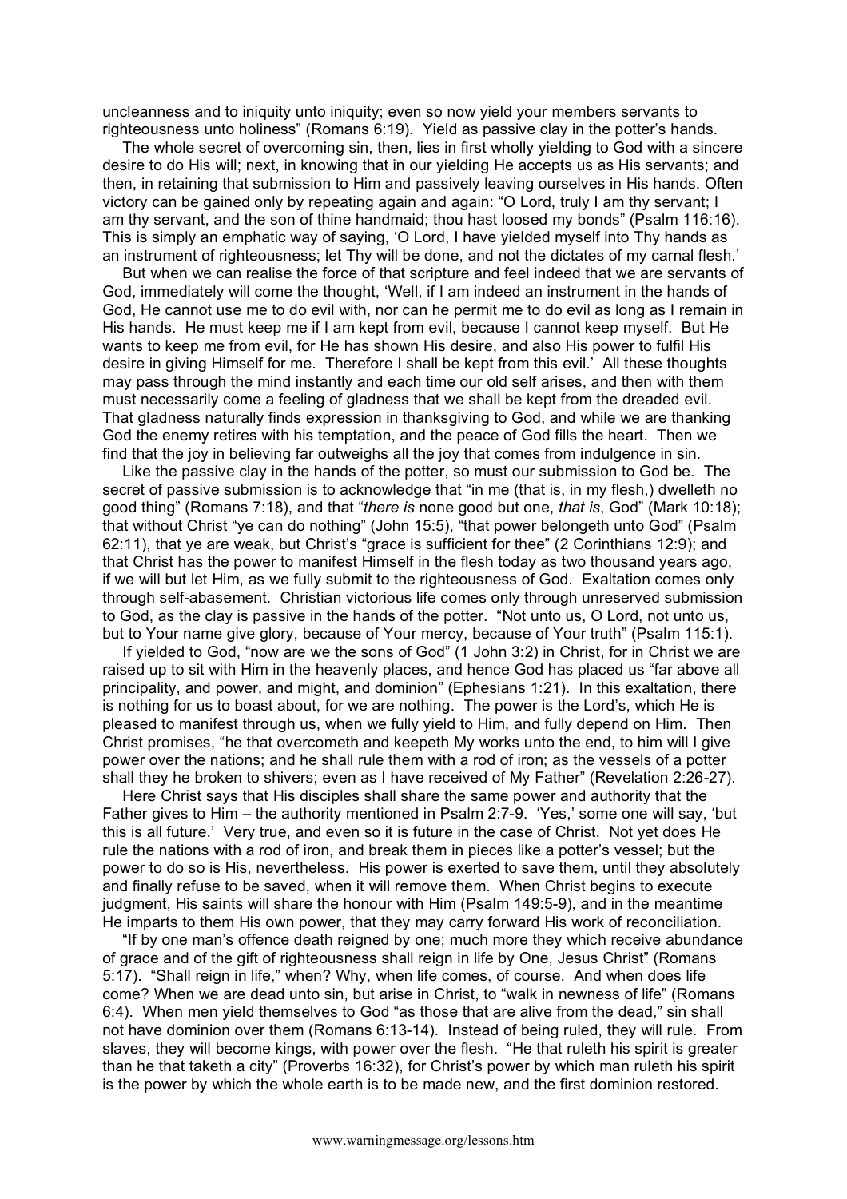uncleanness and to iniquity unto iniquity; even so now yield your members servants to righteousness unto holiness" (Romans 6:19). Yield as passive clay in the potter's hands.

The whole secret of overcoming sin, then, lies in first wholly yielding to God with a sincere desire to do His will; next, in knowing that in our yielding He accepts us as His servants; and then, in retaining that submission to Him and passively leaving ourselves in His hands. Often victory can be gained only by repeating again and again: "O Lord, truly I am thy servant; I am thy servant, and the son of thine handmaid; thou hast loosed my bonds" (Psalm 116:16). This is simply an emphatic way of saying, 'O Lord, I have yielded myself into Thy hands as an instrument of righteousness; let Thy will be done, and not the dictates of my carnal flesh.'

But when we can realise the force of that scripture and feel indeed that we are servants of God, immediately will come the thought, 'Well, if I am indeed an instrument in the hands of God, He cannot use me to do evil with, nor can he permit me to do evil as long as I remain in His hands. He must keep me if I am kept from evil, because I cannot keep myself. But He wants to keep me from evil, for He has shown His desire, and also His power to fulfil His desire in giving Himself for me. Therefore I shall be kept from this evil.' All these thoughts may pass through the mind instantly and each time our old self arises, and then with them must necessarily come a feeling of gladness that we shall be kept from the dreaded evil. That gladness naturally finds expression in thanksgiving to God, and while we are thanking God the enemy retires with his temptation, and the peace of God fills the heart. Then we find that the joy in believing far outweighs all the joy that comes from indulgence in sin.

Like the passive clay in the hands of the potter, so must our submission to God be. The secret of passive submission is to acknowledge that "in me (that is, in my flesh,) dwelleth no good thing" (Romans 7:18), and that "*there is* none good but one, *that is*, God" (Mark 10:18); that without Christ "ye can do nothing" (John 15:5), "that power belongeth unto God" (Psalm 62:11), that ye are weak, but Christ's "grace is sufficient for thee" (2 Corinthians 12:9); and that Christ has the power to manifest Himself in the flesh today as two thousand years ago, if we will but let Him, as we fully submit to the righteousness of God. Exaltation comes only through self-abasement. Christian victorious life comes only through unreserved submission to God, as the clay is passive in the hands of the potter. "Not unto us, O Lord, not unto us, but to Your name give glory, because of Your mercy, because of Your truth" (Psalm 115:1).

If yielded to God, "now are we the sons of God" (1 John 3:2) in Christ, for in Christ we are raised up to sit with Him in the heavenly places, and hence God has placed us "far above all principality, and power, and might, and dominion" (Ephesians 1:21). In this exaltation, there is nothing for us to boast about, for we are nothing. The power is the Lord's, which He is pleased to manifest through us, when we fully yield to Him, and fully depend on Him. Then Christ promises, "he that overcometh and keepeth My works unto the end, to him will I give power over the nations; and he shall rule them with a rod of iron; as the vessels of a potter shall they he broken to shivers; even as I have received of My Father" (Revelation 2:26-27).

Here Christ says that His disciples shall share the same power and authority that the Father gives to Him – the authority mentioned in Psalm 2:7-9. 'Yes,' some one will say, 'but this is all future.' Very true, and even so it is future in the case of Christ. Not yet does He rule the nations with a rod of iron, and break them in pieces like a potter's vessel; but the power to do so is His, nevertheless. His power is exerted to save them, until they absolutely and finally refuse to be saved, when it will remove them. When Christ begins to execute judgment, His saints will share the honour with Him (Psalm 149:5-9), and in the meantime He imparts to them His own power, that they may carry forward His work of reconciliation.

"If by one man's offence death reigned by one; much more they which receive abundance of grace and of the gift of righteousness shall reign in life by One, Jesus Christ" (Romans 5:17). "Shall reign in life," when? Why, when life comes, of course. And when does life come? When we are dead unto sin, but arise in Christ, to "walk in newness of life" (Romans 6:4). When men yield themselves to God "as those that are alive from the dead," sin shall not have dominion over them (Romans 6:13-14). Instead of being ruled, they will rule. From slaves, they will become kings, with power over the flesh. "He that ruleth his spirit is greater than he that taketh a city" (Proverbs 16:32), for Christ's power by which man ruleth his spirit is the power by which the whole earth is to be made new, and the first dominion restored.